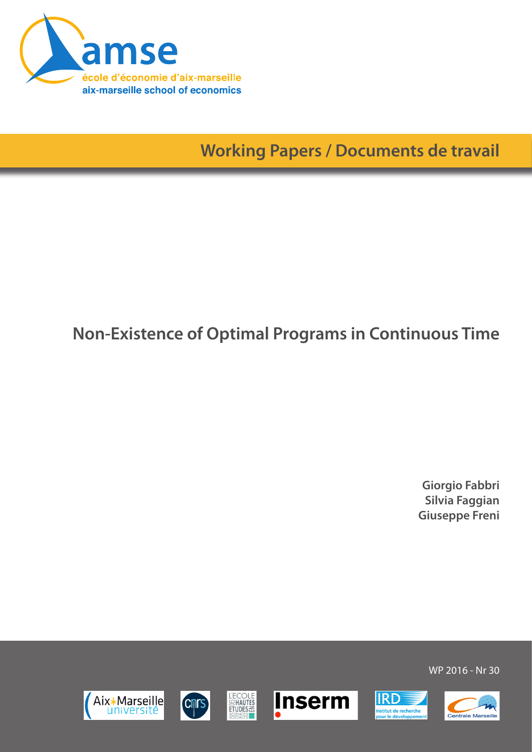amse

école d'économie d'aix-marseille

aix-marseille school of economics

Working Papers / Documents de travail

# Non-Existence of Optimal Programs in Continuous Time

**Giorgio Fabbri**
**Silvia Faggian**
**Giuseppe Freni**

WP 2016 - Nr 30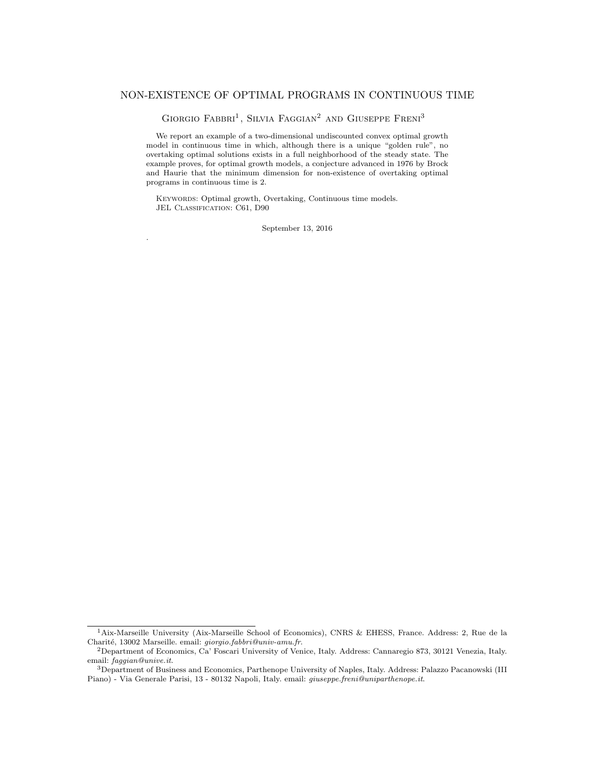# NON-EXISTENCE OF OPTIMAL PROGRAMS IN CONTINUOUS TIME

Giorgio Fabbri[1], Silvia Faggian[2] and Giuseppe Freni[3]

We report an example of a two-dimensional undiscounted convex optimal growth model in continuous time in which, although there is a unique "golden rule", no overtaking optimal solutions exists in a full neighborhood of the steady state. The example proves, for optimal growth models, a conjecture advanced in 1976 by Brock and Haurie that the minimum dimension for non-existence of overtaking optimal programs in continuous time is 2.

Keywords: Optimal growth, Overtaking, Continuous time models.
JEL Classification: C61, D90

September 13, 2016

.

[1]Aix-Marseille University (Aix-Marseille School of Economics), CNRS & EHESS, France. Address: 2, Rue de la Charité, 13002 Marseille. email: *giorgio.fabbri@univ-amu.fr*.

[2]Department of Economics, Ca' Foscari University of Venice, Italy. Address: Cannaregio 873, 30121 Venezia, Italy. email: *faggian@unive.it*.

[3]Department of Business and Economics, Parthenope University of Naples, Italy. Address: Palazzo Pacanowski (III Piano) - Via Generale Parisi, 13 - 80132 Napoli, Italy. email: *giuseppe.freni@uniparthenope.it*.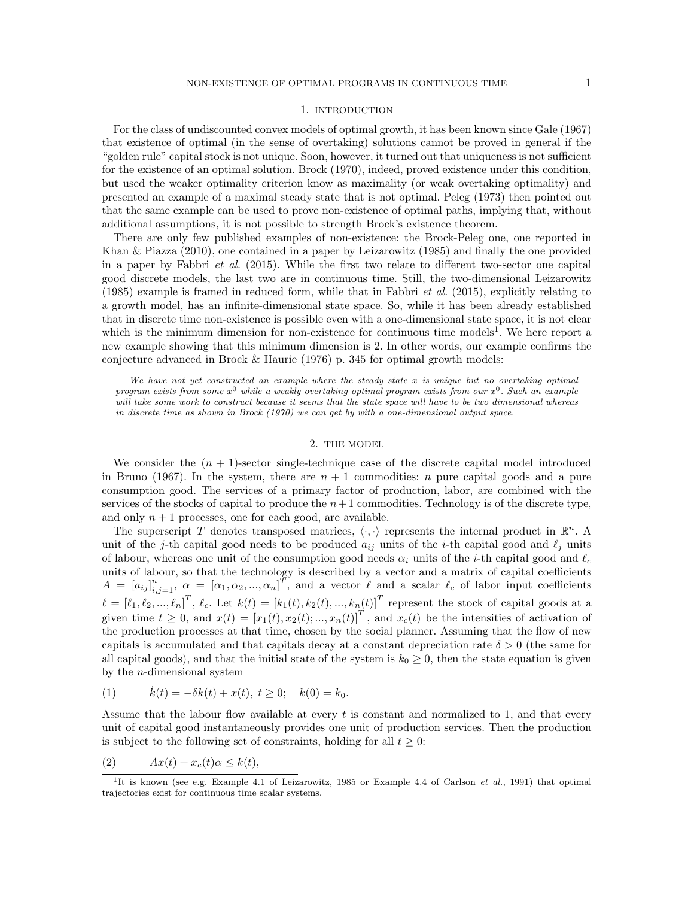## 1. INTRODUCTION

For the class of undiscounted convex models of optimal growth, it has been known since Gale (1967) that existence of optimal (in the sense of overtaking) solutions cannot be proved in general if the "golden rule" capital stock is not unique. Soon, however, it turned out that uniqueness is not sufficient for the existence of an optimal solution. Brock (1970), indeed, proved existence under this condition, but used the weaker optimality criterion know as maximality (or weak overtaking optimality) and presented an example of a maximal steady state that is not optimal. Peleg (1973) then pointed out that the same example can be used to prove non-existence of optimal paths, implying that, without additional assumptions, it is not possible to strength Brock's existence theorem.

There are only few published examples of non-existence: the Brock-Peleg one, one reported in Khan & Piazza (2010), one contained in a paper by Leizarowitz (1985) and finally the one provided in a paper by Fabbri *et al.* (2015). While the first two relate to different two-sector one capital good discrete models, the last two are in continuous time. Still, the two-dimensional Leizarowitz (1985) example is framed in reduced form, while that in Fabbri *et al.* (2015), explicitly relating to a growth model, has an infinite-dimensional state space. So, while it has been already established that in discrete time non-existence is possible even with a one-dimensional state space, it is not clear which is the minimum dimension for non-existence for continuous time models[1]. We here report a new example showing that this minimum dimension is 2. In other words, our example confirms the conjecture advanced in Brock & Haurie (1976) p. 345 for optimal growth models:

> *We have not yet constructed an example where the steady state $\bar{x}$ is unique but no overtaking optimal program exists from some $x^0$ while a weakly overtaking optimal program exists from our $x^0$. Such an example will take some work to construct because it seems that the state space will have to be two dimensional whereas in discrete time as shown in Brock (1970) we can get by with a one-dimensional output space.*

## 2. THE MODEL

We consider the $(n+1)$-sector single-technique case of the discrete capital model introduced in Bruno (1967). In the system, there are $n+1$ commodities: $n$ pure capital goods and a pure consumption good. The services of a primary factor of production, labor, are combined with the services of the stocks of capital to produce the $n+1$ commodities. Technology is of the discrete type, and only $n+1$ processes, one for each good, are available.

The superscript $T$ denotes transposed matrices, $\langle \cdot, \cdot \rangle$ represents the internal product in $\mathbb{R}^n$. A unit of the $j$-th capital good needs to be produced $a_{ij}$ units of the $i$-th capital good and $\ell_j$ units of labour, whereas one unit of the consumption good needs $\alpha_i$ units of the $i$-th capital good and $\ell_c$ units of labour, so that the technology is described by a vector and a matrix of capital coefficients $A = [a_{ij}]_{i,j=1}^n$, $\alpha = [\alpha_1, \alpha_2, ..., \alpha_n]^T$, and a vector $\ell$ and a scalar $\ell_c$ of labor input coefficients $\ell = [\ell_1, \ell_2, ..., \ell_n]^T$, $\ell_c$. Let $k(t) = [k_1(t), k_2(t), ..., k_n(t)]^T$ represent the stock of capital goods at a given time $t \geq 0$, and $x(t) = [x_1(t), x_2(t); ..., x_n(t)]^T$, and $x_c(t)$ be the intensities of activation of the production processes at that time, chosen by the social planner. Assuming that the flow of new capitals is accumulated and that capitals decay at a constant depreciation rate $\delta > 0$ (the same for all capital goods), and that the initial state of the system is $k_0 \geq 0$, then the state equation is given by the $n$-dimensional system

$$\dot{k}(t) = -\delta k(t) + x(t), \ t \geq 0; \quad k(0) = k_0. \tag{1}$$

Assume that the labour flow available at every $t$ is constant and normalized to 1, and that every unit of capital good instantaneously provides one unit of production services. Then the production is subject to the following set of constraints, holding for all $t \geq 0$:

$$Ax(t) + x_c(t)\alpha \leq k(t), \tag{2}$$

[1] It is known (see e.g. Example 4.1 of Leizarowitz, 1985 or Example 4.4 of Carlson *et al.*, 1991) that optimal trajectories exist for continuous time scalar systems.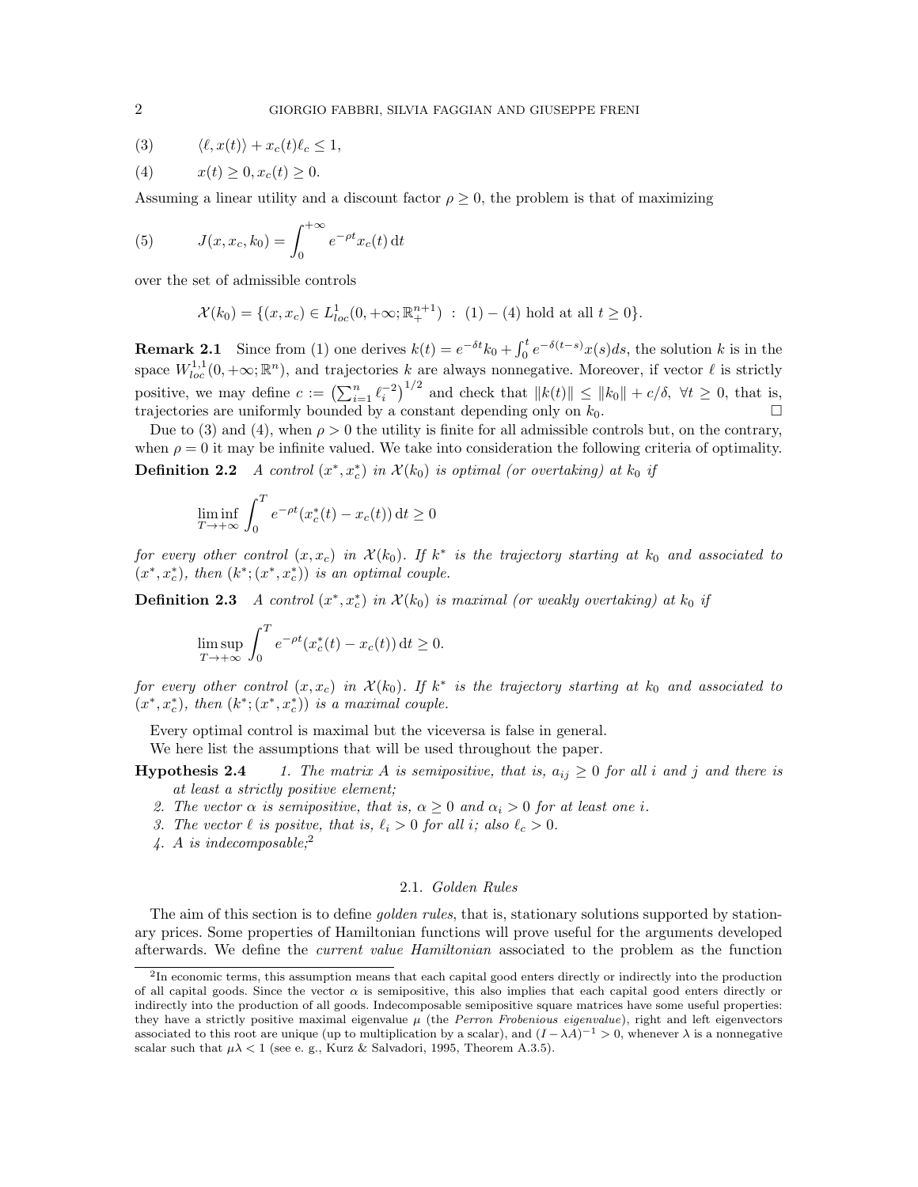$$(3) \qquad \langle \ell, x(t) \rangle + x_c(t)\ell_c \leq 1,$$

$$(4) \qquad x(t) \geq 0, x_c(t) \geq 0.$$

Assuming a linear utility and a discount factor $\rho \geq 0$, the problem is that of maximizing

$$(5) \qquad J(x, x_c, k_0) = \int_0^{+\infty} e^{-\rho t} x_c(t) \, \mathrm{d}t$$

over the set of admissible controls

$$\mathcal{X}(k_0) = \{(x, x_c) \in L^1_{loc}(0, +\infty; \mathbb{R}^{n+1}_+) \ : \ (1) - (4) \text{ hold at all } t \geq 0\}.$$

**Remark 2.1** Since from (1) one derives $k(t) = e^{-\delta t} k_0 + \int_0^t e^{-\delta(t-s)} x(s) ds$, the solution $k$ is in the space $W^{1,1}_{loc}(0, +\infty; \mathbb{R}^n)$, and trajectories $k$ are always nonnegative. Moreover, if vector $\ell$ is strictly positive, we may define $c := \left(\sum_{i=1}^n \ell_i^{-2}\right)^{1/2}$ and check that $\|k(t)\| \leq \|k_0\| + c/\delta$, $\forall t \geq 0$, that is, trajectories are uniformly bounded by a constant depending only on $k_0$. □

Due to (3) and (4), when $\rho > 0$ the utility is finite for all admissible controls but, on the contrary, when $\rho = 0$ it may be infinite valued. We take into consideration the following criteria of optimality.

**Definition 2.2** *A control $(x^*, x_c^*)$ in $\mathcal{X}(k_0)$ is optimal (or overtaking) at $k_0$ if*

$$\liminf_{T \to +\infty} \int_0^T e^{-\rho t} (x_c^*(t) - x_c(t)) \, \mathrm{d}t \geq 0$$

*for every other control $(x, x_c)$ in $\mathcal{X}(k_0)$. If $k^*$ is the trajectory starting at $k_0$ and associated to $(x^*, x_c^*)$, then $(k^*; (x^*, x_c^*))$ is an optimal couple.*

**Definition 2.3** *A control $(x^*, x_c^*)$ in $\mathcal{X}(k_0)$ is maximal (or weakly overtaking) at $k_0$ if*

$$\limsup_{T \to +\infty} \int_0^T e^{-\rho t} (x_c^*(t) - x_c(t)) \, \mathrm{d}t \geq 0.$$

*for every other control $(x, x_c)$ in $\mathcal{X}(k_0)$. If $k^*$ is the trajectory starting at $k_0$ and associated to $(x^*, x_c^*)$, then $(k^*; (x^*, x_c^*))$ is a maximal couple.*

Every optimal control is maximal but the viceversa is false in general.

We here list the assumptions that will be used throughout the paper.

**Hypothesis 2.4**

1. *The matrix $A$ is semipositive, that is, $a_{ij} \geq 0$ for all $i$ and $j$ and there is at least a strictly positive element;*
2. *The vector $\alpha$ is semipositive, that is, $\alpha \geq 0$ and $\alpha_i > 0$ for at least one $i$.*
3. *The vector $\ell$ is positve, that is, $\ell_i > 0$ for all $i$; also $\ell_c > 0$.*
4. *$A$ is indecomposable;*[2]

## 2.1. *Golden Rules*

The aim of this section is to define *golden rules*, that is, stationary solutions supported by stationary prices. Some properties of Hamiltonian functions will prove useful for the arguments developed afterwards. We define the *current value Hamiltonian* associated to the problem as the function

[2] In economic terms, this assumption means that each capital good enters directly or indirectly into the production of all capital goods. Since the vector $\alpha$ is semipositive, this also implies that each capital good enters directly or indirectly into the production of all goods. Indecomposable semipositive square matrices have some useful properties: they have a strictly positive maximal eigenvalue $\mu$ (the *Perron Frobenious eigenvalue*), right and left eigenvectors associated to this root are unique (up to multiplication by a scalar), and $(I - \lambda A)^{-1} > 0$, whenever $\lambda$ is a nonnegative scalar such that $\mu\lambda < 1$ (see e. g., Kurz & Salvadori, 1995, Theorem A.3.5).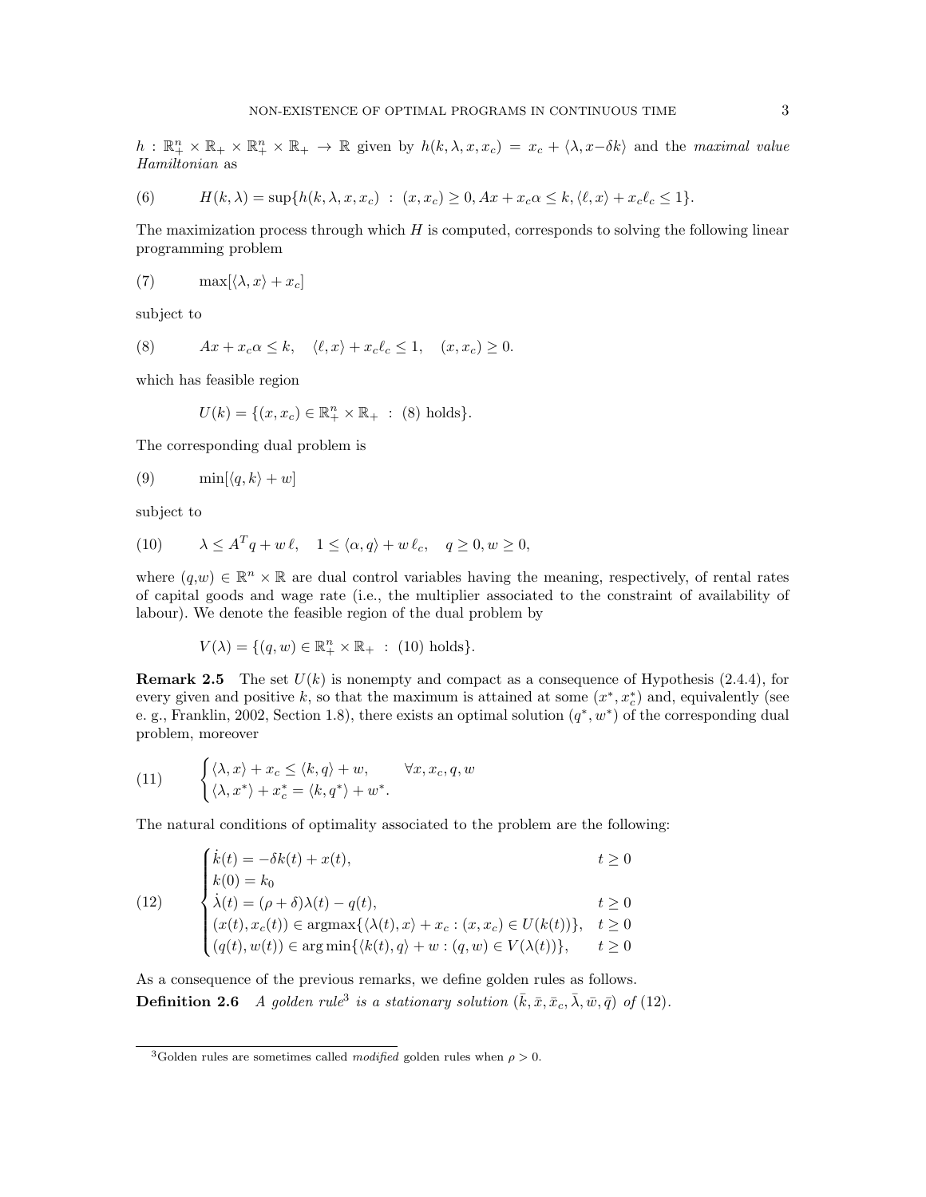$h : \mathbb{R}^n_+ \times \mathbb{R}_+ \times \mathbb{R}^n_+ \times \mathbb{R}_+ \to \mathbb{R}$ given by $h(k, \lambda, x, x_c) = x_c + \langle \lambda, x - \delta k \rangle$ and the *maximal value Hamiltonian* as

$$H(k, \lambda) = \sup\{h(k, \lambda, x, x_c) \;:\; (x, x_c) \geq 0, Ax + x_c\alpha \leq k, \langle \ell, x \rangle + x_c\ell_c \leq 1\}. \tag{6}$$

The maximization process through which $H$ is computed, corresponds to solving the following linear programming problem

$$\max[\langle \lambda, x \rangle + x_c] \tag{7}$$

subject to

$$Ax + x_c\alpha \leq k, \quad \langle \ell, x \rangle + x_c\ell_c \leq 1, \quad (x, x_c) \geq 0. \tag{8}$$

which has feasible region

$$U(k) = \{(x, x_c) \in \mathbb{R}^n_+ \times \mathbb{R}_+ \;:\; (8) \text{ holds}\}.$$

The corresponding dual problem is

$$\min[\langle q, k \rangle + w] \tag{9}$$

subject to

$$\lambda \leq A^T q + w\,\ell, \quad 1 \leq \langle \alpha, q \rangle + w\,\ell_c, \quad q \geq 0, w \geq 0, \tag{10}$$

where $(q,w) \in \mathbb{R}^n \times \mathbb{R}$ are dual control variables having the meaning, respectively, of rental rates of capital goods and wage rate (i.e., the multiplier associated to the constraint of availability of labour). We denote the feasible region of the dual problem by

$$V(\lambda) = \{(q, w) \in \mathbb{R}^n_+ \times \mathbb{R}_+ \;:\; (10) \text{ holds}\}.$$

**Remark 2.5** The set $U(k)$ is nonempty and compact as a consequence of Hypothesis (2.4.4), for every given and positive $k$, so that the maximum is attained at some $(x^*, x^*_c)$ and, equivalently (see e. g., Franklin, 2002, Section 1.8), there exists an optimal solution $(q^*, w^*)$ of the corresponding dual problem, moreover

$$\begin{cases} \langle \lambda, x \rangle + x_c \leq \langle k, q \rangle + w, & \forall x, x_c, q, w \\ \langle \lambda, x^* \rangle + x^*_c = \langle k, q^* \rangle + w^*. \end{cases} \tag{11}$$

The natural conditions of optimality associated to the problem are the following:

$$\begin{cases} \dot{k}(t) = -\delta k(t) + x(t), & t \geq 0 \\ k(0) = k_0 \\ \dot{\lambda}(t) = (\rho + \delta)\lambda(t) - q(t), & t \geq 0 \\ (x(t), x_c(t)) \in \operatorname{argmax}\{\langle \lambda(t), x \rangle + x_c : (x, x_c) \in U(k(t))\}, & t \geq 0 \\ (q(t), w(t)) \in \arg\min\{\langle k(t), q \rangle + w : (q, w) \in V(\lambda(t))\}, & t \geq 0 \end{cases} \tag{12}$$

As a consequence of the previous remarks, we define golden rules as follows.

**Definition 2.6** *A golden rule*[3] *is a stationary solution* $(\bar{k}, \bar{x}, \bar{x}_c, \bar{\lambda}, \bar{w}, \bar{q})$ *of* (12).

[3] Golden rules are sometimes called *modified* golden rules when $\rho > 0$.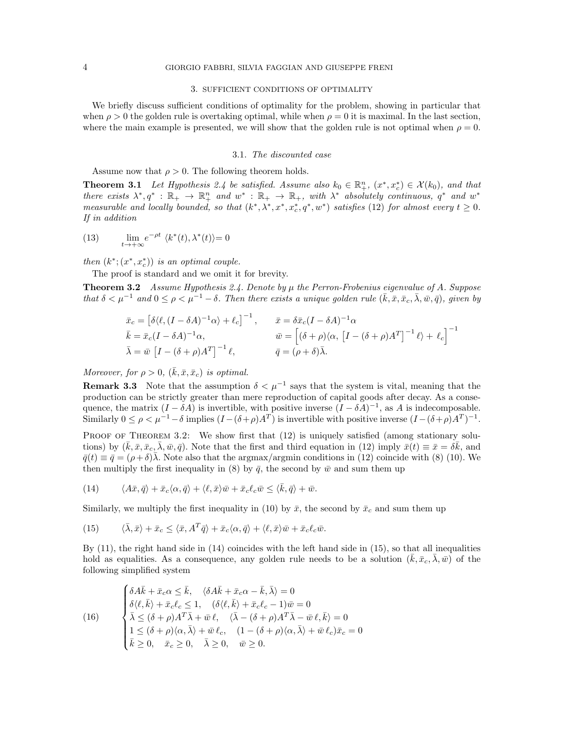## 3. Sufficient conditions of optimality

We briefly discuss sufficient conditions of optimality for the problem, showing in particular that when $\rho > 0$ the golden rule is overtaking optimal, while when $\rho = 0$ it is maximal. In the last section, where the main example is presented, we will show that the golden rule is not optimal when $\rho = 0$.

### 3.1. *The discounted case*

Assume now that $\rho > 0$. The following theorem holds.

**Theorem 3.1** *Let Hypothesis 2.4 be satisfied. Assume also $k_0 \in \mathbb{R}^n_+$, $(x^*, x^*_c) \in \mathcal{X}(k_0)$, and that there exists $\lambda^*, q^* : \mathbb{R}_+ \to \mathbb{R}^n_+$ and $w^* : \mathbb{R}_+ \to \mathbb{R}_+$, with $\lambda^*$ absolutely continuous, $q^*$ and $w^*$ measurable and locally bounded, so that $(k^*, \lambda^*, x^*, x^*_c, q^*, w^*)$ satisfies (12) for almost every $t \geq 0$. If in addition*

$$\lim_{t\to+\infty} e^{-\rho t} \langle k^*(t), \lambda^*(t)\rangle = 0 \tag{13}$$

*then $(k^*; (x^*, x^*_c))$ is an optimal couple.*

The proof is standard and we omit it for brevity.

**Theorem 3.2** *Assume Hypothesis 2.4. Denote by $\mu$ the Perron-Frobenius eigenvalue of $A$. Suppose that $\delta < \mu^{-1}$ and $0 \leq \rho < \mu^{-1} - \delta$. Then there exists a unique golden rule $(\bar{k}, \bar{x}, \bar{x}_c, \bar{\lambda}, \bar{w}, \bar{q})$, given by*

$$\bar{x}_c = \left[\delta\langle \ell, (I - \delta A)^{-1}\alpha\rangle + \ell_c\right]^{-1}, \qquad \bar{x} = \delta \bar{x}_c (I - \delta A)^{-1}\alpha$$

$$\bar{k} = \bar{x}_c (I - \delta A)^{-1}\alpha, \qquad \bar{w} = \left[(\delta + \rho)\langle \alpha, \left[I - (\delta + \rho)A^T\right]^{-1} \ell\rangle + \ell_c\right]^{-1}$$

$$\bar{\lambda} = \bar{w}\left[I - (\delta + \rho)A^T\right]^{-1} \ell, \qquad \bar{q} = (\rho + \delta)\bar{\lambda}.$$

*Moreover, for $\rho > 0$, $(\bar{k}, \bar{x}, \bar{x}_c)$ is optimal.*

**Remark 3.3** Note that the assumption $\delta < \mu^{-1}$ says that the system is vital, meaning that the production can be strictly greater than mere reproduction of capital goods after decay. As a consequence, the matrix $(I - \delta A)$ is invertible, with positive inverse $(I - \delta A)^{-1}$, as $A$ is indecomposable. Similarly $0 \leq \rho < \mu^{-1} - \delta$ implies $(I - (\delta + \rho)A^T)$ is invertible with positive inverse $(I - (\delta + \rho)A^T)^{-1}$.

Proof of Theorem 3.2: We show first that (12) is uniquely satisfied (among stationary solutions) by $(\bar{k}, \bar{x}, \bar{x}_c, \bar{\lambda}, \bar{w}, \bar{q})$. Note that the first and third equation in (12) imply $\bar{x}(t) \equiv \bar{x} = \delta \bar{k}$, and $\bar{q}(t) \equiv \bar{q} = (\rho + \delta)\bar{\lambda}$. Note also that the argmax/argmin conditions in (12) coincide with (8) (10). We then multiply the first inequality in (8) by $\bar{q}$, the second by $\bar{w}$ and sum them up

$$\langle A\bar{x}, \bar{q}\rangle + \bar{x}_c\langle \alpha, \bar{q}\rangle + \langle \ell, \bar{x}\rangle\bar{w} + \bar{x}_c \ell_c \bar{w} \leq \langle \bar{k}, \bar{q}\rangle + \bar{w}. \tag{14}$$

Similarly, we multiply the first inequality in (10) by $\bar{x}$, the second by $\bar{x}_c$ and sum them up

$$\langle \bar{\lambda}, \bar{x}\rangle + \bar{x}_c \leq \langle \bar{x}, A^T\bar{q}\rangle + \bar{x}_c\langle \alpha, \bar{q}\rangle + \langle \ell, \bar{x}\rangle\bar{w} + \bar{x}_c \ell_c \bar{w}. \tag{15}$$

By (11), the right hand side in (14) coincides with the left hand side in (15), so that all inequalities hold as equalities. As a consequence, any golden rule needs to be a solution $(\bar{k}, \bar{x}_c, \bar{\lambda}, \bar{w})$ of the following simplified system

$$\begin{cases} \delta A\bar{k} + \bar{x}_c\alpha \leq \bar{k}, \quad \langle \delta A\bar{k} + \bar{x}_c\alpha - \bar{k}, \bar{\lambda}\rangle = 0 \\ \delta\langle \ell, \bar{k}\rangle + \bar{x}_c \ell_c \leq 1, \quad (\delta\langle \ell, \bar{k}\rangle + \bar{x}_c\ell_c - 1)\bar{w} = 0 \\ \bar{\lambda} \leq (\delta + \rho)A^T\bar{\lambda} + \bar{w}\,\ell, \quad \langle \bar{\lambda} - (\delta + \rho)A^T\bar{\lambda} - \bar{w}\,\ell, \bar{k}\rangle = 0 \\ 1 \leq (\delta + \rho)\langle \alpha, \bar{\lambda}\rangle + \bar{w}\,\ell_c, \quad (1 - (\delta + \rho)\langle \alpha, \bar{\lambda}\rangle + \bar{w}\,\ell_c)\bar{x}_c = 0 \\ \bar{k} \geq 0, \quad \bar{x}_c \geq 0, \quad \bar{\lambda} \geq 0, \quad \bar{w} \geq 0. \end{cases} \tag{16}$$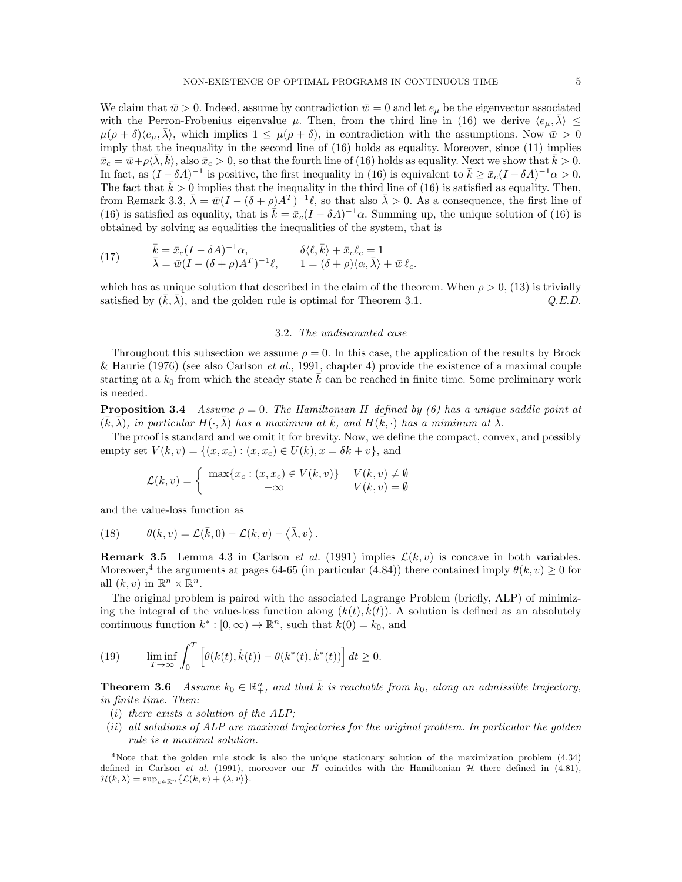We claim that $\bar{w} > 0$. Indeed, assume by contradiction $\bar{w} = 0$ and let $e_\mu$ be the eigenvector associated with the Perron-Frobenius eigenvalue $\mu$. Then, from the third line in (16) we derive $\langle e_\mu, \bar{\lambda}\rangle \leq \mu(\rho+\delta)\langle e_\mu, \bar{\lambda}\rangle$, which implies $1 \leq \mu(\rho+\delta)$, in contradiction with the assumptions. Now $\bar{w} > 0$ imply that the inequality in the second line of (16) holds as equality. Moreover, since (11) implies $\bar{x}_c = \bar{w} + \rho\langle\bar{\lambda}, \bar{k}\rangle$, also $\bar{x}_c > 0$, so that the fourth line of (16) holds as equality. Next we show that $\bar{k} > 0$. In fact, as $(I - \delta A)^{-1}$ is positive, the first inequality in (16) is equivalent to $\bar{k} \geq \bar{x}_c (I - \delta A)^{-1}\alpha > 0$. The fact that $\bar{k} > 0$ implies that the inequality in the third line of (16) is satisfied as equality. Then, from Remark 3.3, $\bar{\lambda} = \bar{w}(I - (\delta+\rho)A^T)^{-1}\ell$, so that also $\bar{\lambda} > 0$. As a consequence, the first line of (16) is satisfied as equality, that is $\bar{k} = \bar{x}_c(I - \delta A)^{-1}\alpha$. Summing up, the unique solution of (16) is obtained by solving as equalities the inequalities of the system, that is

$$
\begin{aligned}
&\bar{k} = \bar{x}_c (I - \delta A)^{-1}\alpha, \qquad && \delta\langle \ell, \bar{k}\rangle + \bar{x}_c \ell_c = 1 \\
&\bar{\lambda} = \bar{w}(I - (\delta+\rho)A^T)^{-1}\ell, \qquad && 1 = (\delta+\rho)\langle\alpha, \bar{\lambda}\rangle + \bar{w}\,\ell_c.
\end{aligned}
\tag{17}
$$

which has as unique solution that described in the claim of the theorem. When $\rho > 0$, (13) is trivially satisfied by $(\bar{k}, \bar{\lambda})$, and the golden rule is optimal for Theorem 3.1. *Q.E.D.*

### 3.2. *The undiscounted case*

Throughout this subsection we assume $\rho = 0$. In this case, the application of the results by Brock & Haurie (1976) (see also Carlson *et al.*, 1991, chapter 4) provide the existence of a maximal couple starting at a $k_0$ from which the steady state $\bar{k}$ can be reached in finite time. Some preliminary work is needed.

**Proposition 3.4** *Assume $\rho = 0$. The Hamiltonian $H$ defined by (6) has a unique saddle point at $(\bar{k}, \bar{\lambda})$, in particular $H(\cdot, \bar{\lambda})$ has a maximum at $\bar{k}$, and $H(\bar{k}, \cdot)$ has a miminum at $\bar{\lambda}$.*

The proof is standard and we omit it for brevity. Now, we define the compact, convex, and possibly empty set $V(k, v) = \{(x, x_c) : (x, x_c) \in U(k), x = \delta k + v\}$, and

$$
\mathcal{L}(k, v) = \begin{cases} \max\{x_c : (x, x_c) \in V(k, v)\} & V(k, v) \neq \emptyset \\ -\infty & V(k, v) = \emptyset \end{cases}
$$

and the value-loss function as

$$
\theta(k, v) = \mathcal{L}(\bar{k}, 0) - \mathcal{L}(k, v) - \langle \bar{\lambda}, v\rangle. \tag{18}
$$

**Remark 3.5** Lemma 4.3 in Carlson *et al.* (1991) implies $\mathcal{L}(k, v)$ is concave in both variables. Moreover,[4] the arguments at pages 64-65 (in particular (4.84)) there contained imply $\theta(k, v) \geq 0$ for all $(k, v)$ in $\mathbb{R}^n \times \mathbb{R}^n$.

The original problem is paired with the associated Lagrange Problem (briefly, ALP) of minimizing the integral of the value-loss function along $(k(t), \dot{k}(t))$. A solution is defined as an absolutely continuous function $k^* : [0, \infty) \to \mathbb{R}^n$, such that $k(0) = k_0$, and

$$
\liminf_{T\to\infty} \int_0^T \left[\theta(k(t), \dot{k}(t)) - \theta(k^*(t), \dot{k}^*(t))\right] dt \geq 0. \tag{19}
$$

**Theorem 3.6** *Assume $k_0 \in \mathbb{R}^n_+$, and that $\bar{k}$ is reachable from $k_0$, along an admissible trajectory, in finite time. Then:*

- (*i*) *there exists a solution of the ALP;*
- (*ii*) *all solutions of ALP are maximal trajectories for the original problem. In particular the golden rule is a maximal solution.*

[4] Note that the golden rule stock is also the unique stationary solution of the maximization problem (4.34) defined in Carlson *et al.* (1991), moreover our $H$ coincides with the Hamiltonian $\mathcal{H}$ there defined in (4.81), $\mathcal{H}(k, \lambda) = \sup_{v\in\mathbb{R}^n}\{\mathcal{L}(k, v) + \langle\lambda, v\rangle\}$.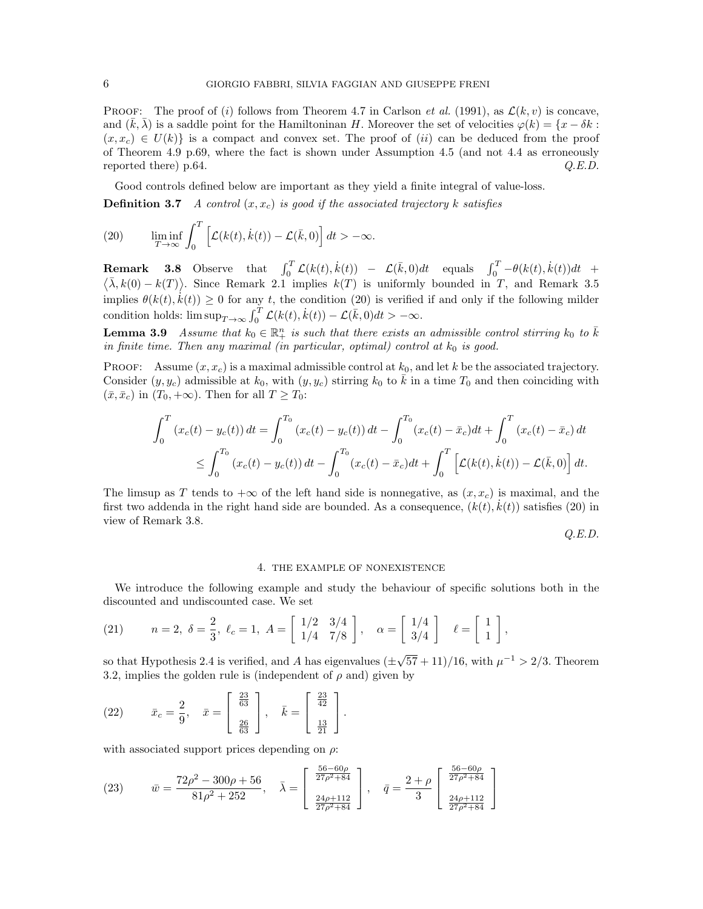PROOF: The proof of $(i)$ follows from Theorem 4.7 in Carlson *et al.* (1991), as $\mathcal{L}(k,v)$ is concave, and $(\bar{k},\bar{\lambda})$ is a saddle point for the Hamiltoninan $H$. Moreover the set of velocities $\varphi(k)=\{x-\delta k : (x,x_c)\in U(k)\}$ is a compact and convex set. The proof of $(ii)$ can be deduced from the proof of Theorem 4.9 p.69, where the fact is shown under Assumption 4.5 (and not 4.4 as erroneously reported there) p.64. *Q.E.D.*

Good controls defined below are important as they yield a finite integral of value-loss.

**Definition 3.7** *A control $(x,x_c)$ is good if the associated trajectory $k$ satisfies*

$$\liminf_{T\to\infty}\int_0^T \Big[\mathcal{L}(k(t),\dot{k}(t))-\mathcal{L}(\bar{k},0)\Big]\,dt > -\infty. \tag{20}$$

**Remark 3.8** Observe that $\int_0^T \mathcal{L}(k(t),\dot{k}(t)) - \mathcal{L}(\bar{k},0)dt$ equals $\int_0^T -\theta(k(t),\dot{k}(t))dt + \langle \bar{\lambda}, k(0)-k(T)\rangle$. Since Remark 2.1 implies $k(T)$ is uniformly bounded in $T$, and Remark 3.5 implies $\theta(k(t),\dot{k}(t))\geq 0$ for any $t$, the condition (20) is verified if and only if the following milder condition holds: $\limsup_{T\to\infty}\int_0^T \mathcal{L}(k(t),\dot{k}(t))-\mathcal{L}(\bar{k},0)dt > -\infty$.

**Lemma 3.9** *Assume that $k_0\in\mathbb{R}^n_+$ is such that there exists an admissible control stirring $k_0$ to $\bar{k}$ in finite time. Then any maximal (in particular, optimal) control at $k_0$ is good.*

PROOF: Assume $(x,x_c)$ is a maximal admissible control at $k_0$, and let $k$ be the associated trajectory. Consider $(y,y_c)$ admissible at $k_0$, with $(y,y_c)$ stirring $k_0$ to $\bar{k}$ in a time $T_0$ and then coinciding with $(\bar{x},\bar{x}_c)$ in $(T_0,+\infty)$. Then for all $T\geq T_0$:

$$\begin{aligned}
\int_0^T (x_c(t)-y_c(t))\,dt &= \int_0^{T_0}(x_c(t)-y_c(t))\,dt - \int_0^{T_0}(x_c(t)-\bar{x}_c)dt + \int_0^T (x_c(t)-\bar{x}_c)\,dt\\
&\leq \int_0^{T_0}(x_c(t)-y_c(t))\,dt - \int_0^{T_0}(x_c(t)-\bar{x}_c)dt + \int_0^T \Big[\mathcal{L}(k(t),\dot{k}(t))-\mathcal{L}(\bar{k},0)\Big]\,dt.
\end{aligned}$$

The limsup as $T$ tends to $+\infty$ of the left hand side is nonnegative, as $(x,x_c)$ is maximal, and the first two addenda in the right hand side are bounded. As a consequence, $(k(t),\dot{k}(t))$ satisfies (20) in view of Remark 3.8.

*Q.E.D.*

## 4. The example of nonexistence

We introduce the following example and study the behaviour of specific solutions both in the discounted and undiscounted case. We set

$$n=2,\ \delta=\frac{2}{3},\ \ell_c=1,\ A=\begin{bmatrix}1/2 & 3/4\\ 1/4 & 7/8\end{bmatrix},\quad \alpha=\begin{bmatrix}1/4\\ 3/4\end{bmatrix}\quad \ell=\begin{bmatrix}1\\1\end{bmatrix}, \tag{21}$$

so that Hypothesis 2.4 is verified, and $A$ has eigenvalues $(\pm\sqrt{57}+11)/16$, with $\mu^{-1}>2/3$. Theorem 3.2, implies the golden rule is (independent of $\rho$ and) given by

$$\bar{x}_c=\frac{2}{9},\quad \bar{x}=\begin{bmatrix}\frac{23}{63}\\[4pt] \frac{26}{63}\end{bmatrix},\quad \bar{k}=\begin{bmatrix}\frac{23}{42}\\[4pt] \frac{13}{21}\end{bmatrix}. \tag{22}$$

with associated support prices depending on $\rho$:

$$\bar{w}=\frac{72\rho^2-300\rho+56}{81\rho^2+252},\quad \bar{\lambda}=\begin{bmatrix}\frac{56-60\rho}{27\rho^2+84}\\[4pt] \frac{24\rho+112}{27\rho^2+84}\end{bmatrix},\quad \bar{q}=\frac{2+\rho}{3}\begin{bmatrix}\frac{56-60\rho}{27\rho^2+84}\\[4pt] \frac{24\rho+112}{27\rho^2+84}\end{bmatrix} \tag{23}$$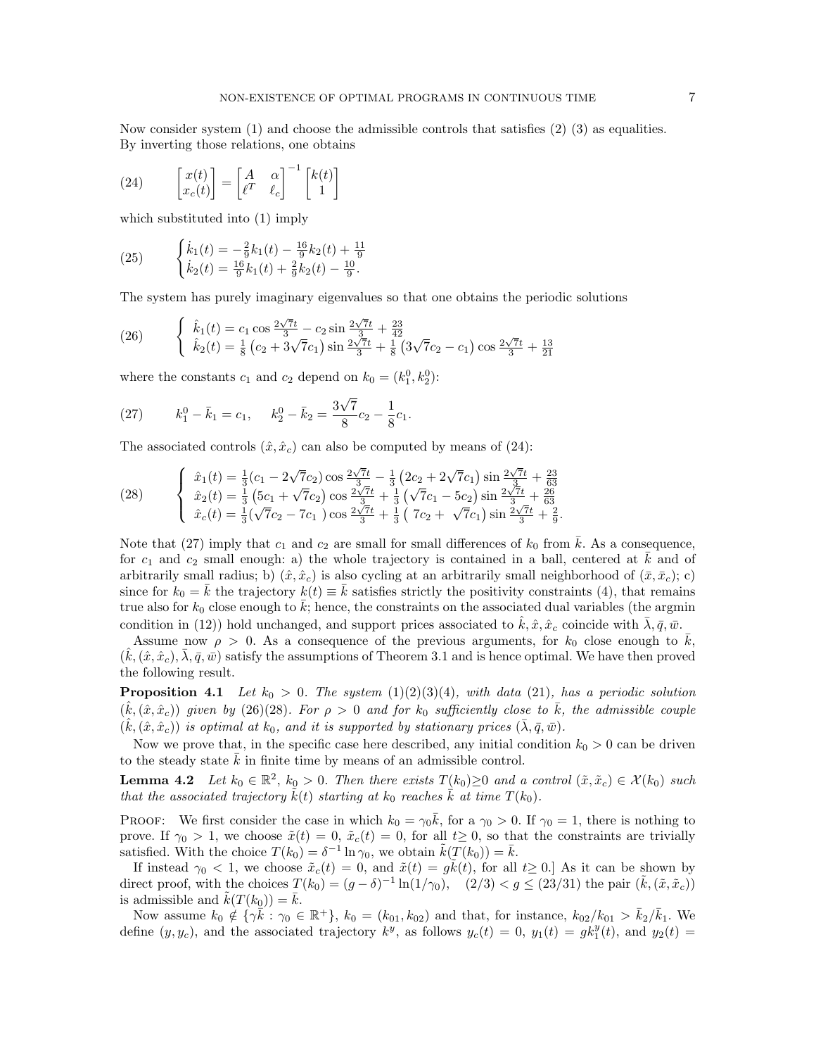Now consider system (1) and choose the admissible controls that satisfies (2) (3) as equalities. By inverting those relations, one obtains

$$
\begin{bmatrix} x(t) \\ x_c(t) \end{bmatrix} = \begin{bmatrix} A & \alpha \\ \ell^T & \ell_c \end{bmatrix}^{-1} \begin{bmatrix} k(t) \\ 1 \end{bmatrix} \tag{24}
$$

which substituted into (1) imply

$$
\begin{cases} \dot{k}_1(t) = -\frac{2}{9}k_1(t) - \frac{16}{9}k_2(t) + \frac{11}{9} \\ \dot{k}_2(t) = \frac{16}{9}k_1(t) + \frac{2}{9}k_2(t) - \frac{10}{9}. \end{cases} \tag{25}
$$

The system has purely imaginary eigenvalues so that one obtains the periodic solutions

$$
\begin{cases} \hat{k}_1(t) = c_1 \cos\frac{2\sqrt{7}t}{3} - c_2 \sin\frac{2\sqrt{7}t}{3} + \frac{23}{42} \\ \hat{k}_2(t) = \frac{1}{8}\left(c_2 + 3\sqrt{7}c_1\right)\sin\frac{2\sqrt{7}t}{3} + \frac{1}{8}\left(3\sqrt{7}c_2 - c_1\right)\cos\frac{2\sqrt{7}t}{3} + \frac{13}{21} \end{cases} \tag{26}
$$

where the constants $c_1$ and $c_2$ depend on $k_0 = (k_1^0, k_2^0)$:

$$
k_1^0 - \bar{k}_1 = c_1, \quad k_2^0 - \bar{k}_2 = \frac{3\sqrt{7}}{8}c_2 - \frac{1}{8}c_1. \tag{27}
$$

The associated controls $(\hat{x}, \hat{x}_c)$ can also be computed by means of (24):

$$
\begin{cases} \hat{x}_1(t) = \frac{1}{3}(c_1 - 2\sqrt{7}c_2)\cos\frac{2\sqrt{7}t}{3} - \frac{1}{3}\left(2c_2 + 2\sqrt{7}c_1\right)\sin\frac{2\sqrt{7}t}{3} + \frac{23}{63} \\ \hat{x}_2(t) = \frac{1}{3}\left(5c_1 + \sqrt{7}c_2\right)\cos\frac{2\sqrt{7}t}{3} + \frac{1}{3}\left(\sqrt{7}c_1 - 5c_2\right)\sin\frac{2\sqrt{7}t}{3} + \frac{26}{63} \\ \hat{x}_c(t) = \frac{1}{3}(\sqrt{7}c_2 - 7c_1)\cos\frac{2\sqrt{7}t}{3} + \frac{1}{3}\left(7c_2 + \sqrt{7}c_1\right)\sin\frac{2\sqrt{7}t}{3} + \frac{2}{9}. \end{cases} \tag{28}
$$

Note that (27) imply that $c_1$ and $c_2$ are small for small differences of $k_0$ from $\bar{k}$. As a consequence, for $c_1$ and $c_2$ small enough: a) the whole trajectory is contained in a ball, centered at $\bar{k}$ and of arbitrarily small radius; b) $(\hat{x}, \hat{x}_c)$ is also cycling at an arbitrarily small neighborhood of $(\bar{x}, \bar{x}_c)$; c) since for $k_0 = \bar{k}$ the trajectory $k(t) \equiv \bar{k}$ satisfies strictly the positivity constraints (4), that remains true also for $k_0$ close enough to $\bar{k}$; hence, the constraints on the associated dual variables (the argmin condition in (12)) hold unchanged, and support prices associated to $\hat{k}, \hat{x}, \hat{x}_c$ coincide with $\bar{\lambda}, \bar{q}, \bar{w}$.

Assume now $\rho > 0$. As a consequence of the previous arguments, for $k_0$ close enough to $\bar{k}$, $(\hat{k}, (\hat{x}, \hat{x}_c), \bar{\lambda}, \bar{q}, \bar{w})$ satisfy the assumptions of Theorem 3.1 and is hence optimal. We have then proved the following result.

**Proposition 4.1** *Let $k_0 > 0$. The system (1)(2)(3)(4), with data (21), has a periodic solution $(\hat{k}, (\hat{x}, \hat{x}_c))$ given by (26)(28). For $\rho > 0$ and for $k_0$ sufficiently close to $\bar{k}$, the admissible couple $(\hat{k}, (\hat{x}, \hat{x}_c))$ is optimal at $k_0$, and it is supported by stationary prices $(\bar{\lambda}, \bar{q}, \bar{w})$.*

Now we prove that, in the specific case here described, any initial condition $k_0 > 0$ can be driven to the steady state $\bar{k}$ in finite time by means of an admissible control.

**Lemma 4.2** *Let $k_0 \in \mathbb{R}^2$, $k_0 > 0$. Then there exists $T(k_0) \geq 0$ and a control $(\tilde{x}, \tilde{x}_c) \in \mathcal{X}(k_0)$ such that the associated trajectory $\tilde{k}(t)$ starting at $k_0$ reaches $\bar{k}$ at time $T(k_0)$.*

PROOF: We first consider the case in which $k_0 = \gamma_0 \bar{k}$, for a $\gamma_0 > 0$. If $\gamma_0 = 1$, there is nothing to prove. If $\gamma_0 > 1$, we choose $\tilde{x}(t) = 0$, $\tilde{x}_c(t) = 0$, for all $t \geq 0$, so that the constraints are trivially satisfied. With the choice $T(k_0) = \delta^{-1} \ln \gamma_0$, we obtain $\tilde{k}(T(k_0)) = \bar{k}$.

If instead $\gamma_0 < 1$, we choose $\tilde{x}_c(t) = 0$, and $\tilde{x}(t) = g\tilde{k}(t)$, for all $t \geq 0$.] As it can be shown by direct proof, with the choices $T(k_0) = (g - \delta)^{-1} \ln(1/\gamma_0)$, $(2/3) < g \leq (23/31)$ the pair $(\tilde{k}, (\tilde{x}, \tilde{x}_c))$ is admissible and $\tilde{k}(T(k_0)) = \bar{k}$.

Now assume $k_0 \notin \{\gamma \bar{k} : \gamma_0 \in \mathbb{R}^+\}$, $k_0 = (k_{01}, k_{02})$ and that, for instance, $k_{02}/k_{01} > \bar{k}_2/\bar{k}_1$. We define $(y, y_c)$, and the associated trajectory $k^y$, as follows $y_c(t) = 0$, $y_1(t) = gk_1^y(t)$, and $y_2(t) =$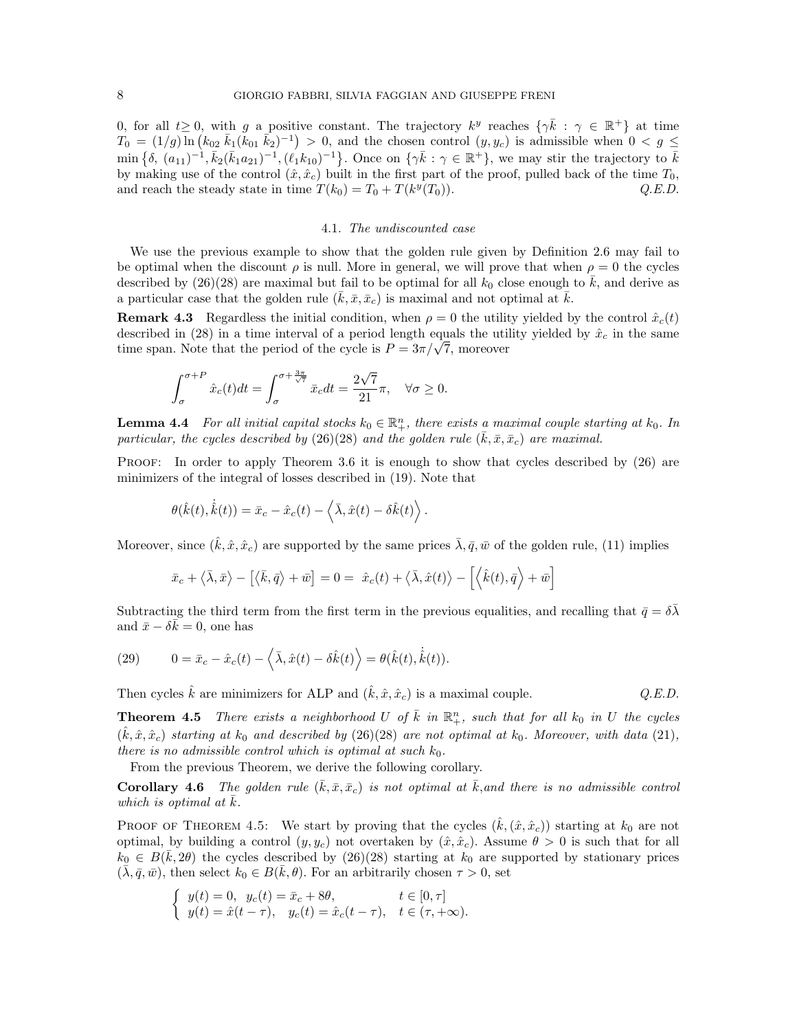0, for all $t \geq 0$, with $g$ a positive constant. The trajectory $k^y$ reaches $\{\gamma\bar{k} : \gamma \in \mathbb{R}^+\}$ at time $T_0 = (1/g)\ln\left(k_{02}\,\bar{k}_1(k_{01}\,\bar{k}_2)^{-1}\right) > 0$, and the chosen control $(y, y_c)$ is admissible when $0 < g \leq \min\left\{\delta,\ (a_{11})^{-1}, \bar{k}_2(\bar{k}_1 a_{21})^{-1}, (\ell_1 k_{10})^{-1}\right\}$. Once on $\{\gamma\bar{k} : \gamma \in \mathbb{R}^+\}$, we may stir the trajectory to $\bar{k}$ by making use of the control $(\hat{x}, \hat{x}_c)$ built in the first part of the proof, pulled back of the time $T_0$, and reach the steady state in time $T(k_0) = T_0 + T(k^y(T_0))$. *Q.E.D.*

### 4.1. *The undiscounted case*

We use the previous example to show that the golden rule given by Definition 2.6 may fail to be optimal when the discount $\rho$ is null. More in general, we will prove that when $\rho = 0$ the cycles described by (26)(28) are maximal but fail to be optimal for all $k_0$ close enough to $\bar{k}$, and derive as a particular case that the golden rule $(\bar{k}, \bar{x}, \bar{x}_c)$ is maximal and not optimal at $\bar{k}$.

**Remark 4.3** Regardless the initial condition, when $\rho = 0$ the utility yielded by the control $\hat{x}_c(t)$ described in (28) in a time interval of a period length equals the utility yielded by $\hat{x}_c$ in the same time span. Note that the period of the cycle is $P = 3\pi/\sqrt{7}$, moreover

$$\int_{\sigma}^{\sigma+P} \hat{x}_c(t)dt = \int_{\sigma}^{\sigma+\frac{3\pi}{\sqrt{7}}} \bar{x}_c dt = \frac{2\sqrt{7}}{21}\pi, \quad \forall \sigma \geq 0.$$

**Lemma 4.4** *For all initial capital stocks $k_0 \in \mathbb{R}^n_+$, there exists a maximal couple starting at $k_0$. In particular, the cycles described by (26)(28) and the golden rule $(\bar{k}, \bar{x}, \bar{x}_c)$ are maximal.*

Proof: In order to apply Theorem 3.6 it is enough to show that cycles described by (26) are minimizers of the integral of losses described in (19). Note that

$$\theta(\hat{k}(t), \dot{\hat{k}}(t)) = \bar{x}_c - \hat{x}_c(t) - \left\langle \bar{\lambda}, \hat{x}(t) - \delta\hat{k}(t) \right\rangle.$$

Moreover, since $(\hat{k}, \hat{x}, \hat{x}_c)$ are supported by the same prices $\bar{\lambda}, \bar{q}, \bar{w}$ of the golden rule, (11) implies

$$\bar{x}_c + \left\langle \bar{\lambda}, \bar{x} \right\rangle - \left[ \left\langle \bar{k}, \bar{q} \right\rangle + \bar{w} \right] = 0 = \ \hat{x}_c(t) + \left\langle \bar{\lambda}, \hat{x}(t) \right\rangle - \left[ \left\langle \hat{k}(t), \bar{q} \right\rangle + \bar{w} \right]$$

Subtracting the third term from the first term in the previous equalities, and recalling that $\bar{q} = \delta\bar{\lambda}$ and $\bar{x} - \delta\bar{k} = 0$, one has

$$(29) \qquad 0 = \bar{x}_c - \hat{x}_c(t) - \left\langle \bar{\lambda}, \hat{x}(t) - \delta\hat{k}(t) \right\rangle = \theta(\hat{k}(t), \dot{\hat{k}}(t)).$$

Then cycles $\hat{k}$ are minimizers for ALP and $(\hat{k}, \hat{x}, \hat{x}_c)$ is a maximal couple. *Q.E.D.*

**Theorem 4.5** *There exists a neighborhood $U$ of $\bar{k}$ in $\mathbb{R}^n_+$, such that for all $k_0$ in $U$ the cycles $(\hat{k}, \hat{x}, \hat{x}_c)$ starting at $k_0$ and described by (26)(28) are not optimal at $k_0$. Moreover, with data (21), there is no admissible control which is optimal at such $k_0$.*

From the previous Theorem, we derive the following corollary.

**Corollary 4.6** *The golden rule $(\bar{k}, \bar{x}, \bar{x}_c)$ is not optimal at $\bar{k}$,and there is no admissible control which is optimal at $\bar{k}$.*

Proof of Theorem 4.5: We start by proving that the cycles $(\hat{k}, (\hat{x}, \hat{x}_c))$ starting at $k_0$ are not optimal, by building a control $(y, y_c)$ not overtaken by $(\hat{x}, \hat{x}_c)$. Assume $\theta > 0$ is such that for all $k_0 \in B(\bar{k}, 2\theta)$ the cycles described by (26)(28) starting at $k_0$ are supported by stationary prices $(\bar{\lambda}, \bar{q}, \bar{w})$, then select $k_0 \in B(\bar{k}, \theta)$. For an arbitrarily chosen $\tau > 0$, set

$$\begin{cases} y(t) = 0, \ \ y_c(t) = \bar{x}_c + 8\theta, & t \in [0, \tau] \\ y(t) = \hat{x}(t - \tau), \quad y_c(t) = \hat{x}_c(t - \tau), & t \in (\tau, +\infty). \end{cases}$$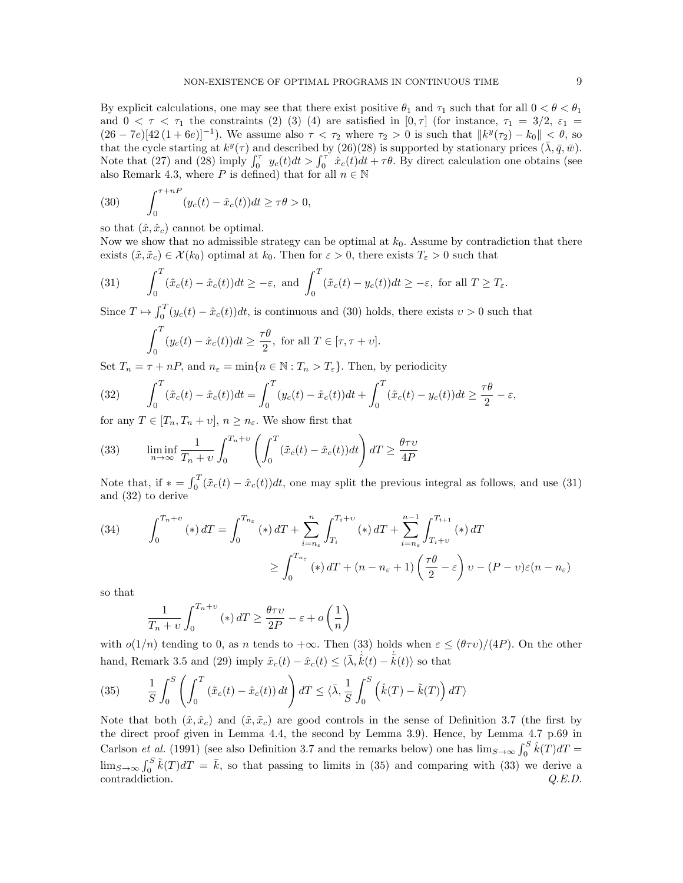By explicit calculations, one may see that there exist positive $\theta_1$ and $\tau_1$ such that for all $0 < \theta < \theta_1$ and $0 < \tau < \tau_1$ the constraints (2) (3) (4) are satisfied in $[0, \tau]$ (for instance, $\tau_1 = 3/2$, $\varepsilon_1 = (26 - 7e)[42(1 + 6e)]^{-1}$). We assume also $\tau < \tau_2$ where $\tau_2 > 0$ is such that $\|k^y(\tau_2) - k_0\| < \theta$, so that the cycle starting at $k^y(\tau)$ and described by (26)(28) is supported by stationary prices $(\bar{\lambda}, \bar{q}, \bar{w})$. Note that (27) and (28) imply $\int_0^\tau y_c(t)dt > \int_0^\tau \hat{x}_c(t)dt + \tau\theta$. By direct calculation one obtains (see also Remark 4.3, where $P$ is defined) that for all $n \in \mathbb{N}$

$$(30) \qquad \int_0^{\tau + nP} (y_c(t) - \hat{x}_c(t))dt \geq \tau\theta > 0,$$

so that $(\hat{x}, \hat{x}_c)$ cannot be optimal.

Now we show that no admissible strategy can be optimal at $k_0$. Assume by contradiction that there exists $(\tilde{x}, \tilde{x}_c) \in \mathcal{X}(k_0)$ optimal at $k_0$. Then for $\varepsilon > 0$, there exists $T_\varepsilon > 0$ such that

$$(31) \qquad \int_0^T (\tilde{x}_c(t) - \hat{x}_c(t))dt \geq -\varepsilon, \text{ and } \int_0^T (\tilde{x}_c(t) - y_c(t))dt \geq -\varepsilon, \text{ for all } T \geq T_\varepsilon.$$

Since $T \mapsto \int_0^T (y_c(t) - \hat{x}_c(t))dt$, is continuous and (30) holds, there exists $\upsilon > 0$ such that

$$\int_0^T (y_c(t) - \hat{x}_c(t))dt \geq \frac{\tau\theta}{2}, \text{ for all } T \in [\tau, \tau + \upsilon].$$

Set $T_n = \tau + nP$, and $n_\varepsilon = \min\{n \in \mathbb{N} : T_n > T_\varepsilon\}$. Then, by periodicity

$$(32) \qquad \int_0^T (\tilde{x}_c(t) - \hat{x}_c(t))dt = \int_0^T (y_c(t) - \hat{x}_c(t))dt + \int_0^T (\tilde{x}_c(t) - y_c(t))dt \geq \frac{\tau\theta}{2} - \varepsilon,$$

for any $T \in [T_n, T_n + \upsilon]$, $n \geq n_\varepsilon$. We show first that

$$(33) \qquad \liminf_{n \to \infty} \frac{1}{T_n + \upsilon} \int_0^{T_n + \upsilon} \left( \int_0^T (\tilde{x}_c(t) - \hat{x}_c(t))dt \right) dT \geq \frac{\theta\tau\upsilon}{4P}$$

Note that, if $* = \int_0^T (\tilde{x}_c(t) - \hat{x}_c(t))dt$, one may split the previous integral as follows, and use (31) and (32) to derive

$$(34) \qquad \begin{aligned} \int_0^{T_n + \upsilon} (*)\, dT &= \int_0^{T_{n_\varepsilon}} (*)\, dT + \sum_{i = n_\varepsilon}^{n} \int_{T_i}^{T_i + \upsilon} (*)\, dT + \sum_{i = n_\varepsilon}^{n-1} \int_{T_i + \upsilon}^{T_{i+1}} (*)\, dT \\ &\geq \int_0^{T_{n_\varepsilon}} (*)\, dT + (n - n_\varepsilon + 1)\left(\frac{\tau\theta}{2} - \varepsilon\right)\upsilon - (P - \upsilon)\varepsilon(n - n_\varepsilon) \end{aligned}$$

so that

$$\frac{1}{T_n + \upsilon} \int_0^{T_n + \upsilon} (*)\, dT \geq \frac{\theta\tau\upsilon}{2P} - \varepsilon + o\left(\frac{1}{n}\right)$$

with $o(1/n)$ tending to 0, as $n$ tends to $+\infty$. Then (33) holds when $\varepsilon \leq (\theta\tau\upsilon)/(4P)$. On the other hand, Remark 3.5 and (29) imply $\tilde{x}_c(t) - \hat{x}_c(t) \leq \langle \bar{\lambda}, \dot{\hat{k}}(t) - \dot{\tilde{k}}(t) \rangle$ so that

$$(35) \qquad \frac{1}{S} \int_0^S \left( \int_0^T (\tilde{x}_c(t) - \hat{x}_c(t))\, dt \right) dT \leq \langle \bar{\lambda}, \frac{1}{S} \int_0^S \left( \hat{k}(T) - \tilde{k}(T) \right) dT \rangle$$

Note that both $(\hat{x}, \hat{x}_c)$ and $(\tilde{x}, \tilde{x}_c)$ are good controls in the sense of Definition 3.7 (the first by the direct proof given in Lemma 4.4, the second by Lemma 3.9). Hence, by Lemma 4.7 p.69 in Carlson *et al.* (1991) (see also Definition 3.7 and the remarks below) one has $\lim_{S \to \infty} \int_0^S \hat{k}(T)dT = \lim_{S \to \infty} \int_0^S \tilde{k}(T)dT = \bar{k}$, so that passing to limits in (35) and comparing with (33) we derive a contraddiction. *Q.E.D.*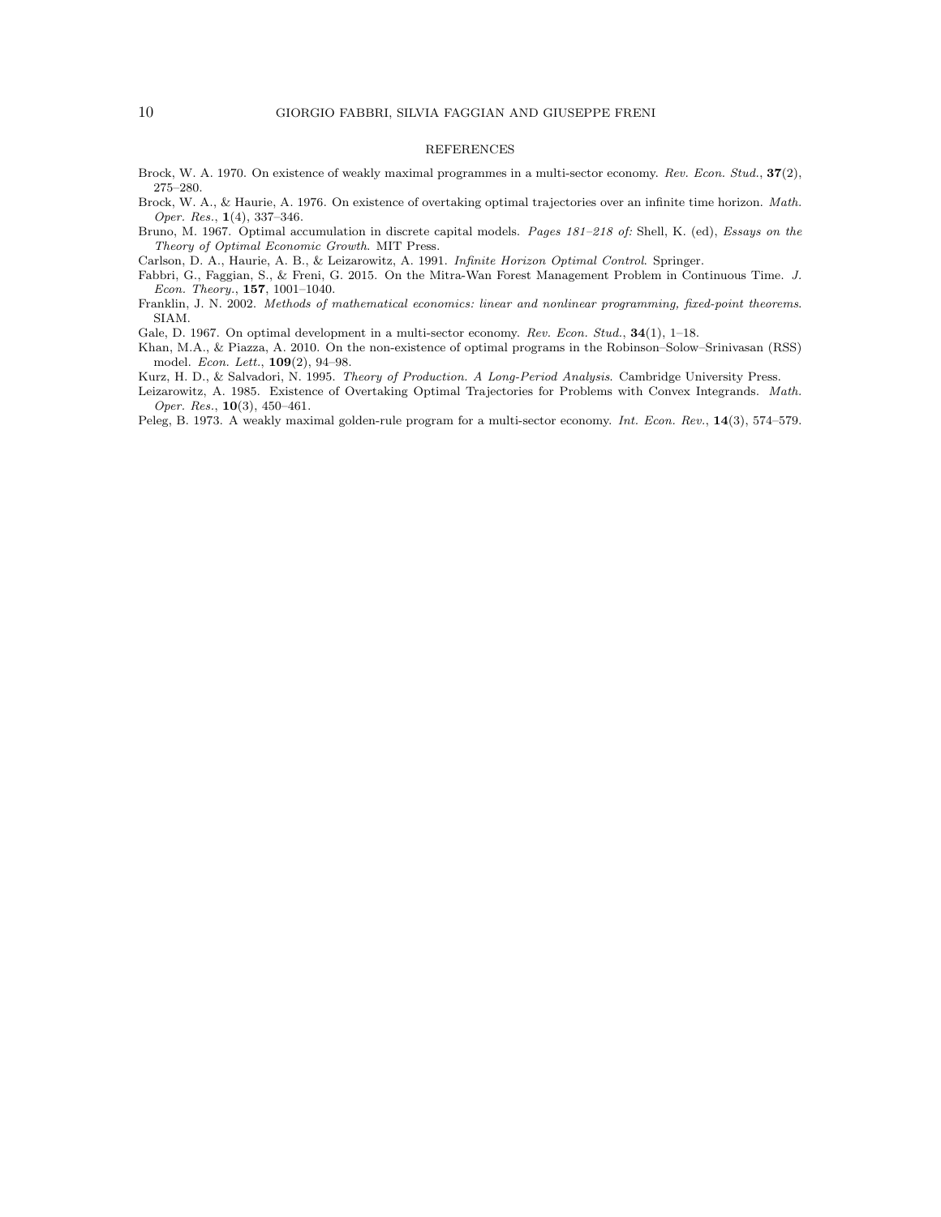## REFERENCES

Brock, W. A. 1970. On existence of weakly maximal programmes in a multi-sector economy. *Rev. Econ. Stud.*, **37**(2), 275–280.

Brock, W. A., & Haurie, A. 1976. On existence of overtaking optimal trajectories over an infinite time horizon. *Math. Oper. Res.*, **1**(4), 337–346.

Bruno, M. 1967. Optimal accumulation in discrete capital models. *Pages 181–218 of:* Shell, K. (ed), *Essays on the Theory of Optimal Economic Growth*. MIT Press.

Carlson, D. A., Haurie, A. B., & Leizarowitz, A. 1991. *Infinite Horizon Optimal Control*. Springer.

Fabbri, G., Faggian, S., & Freni, G. 2015. On the Mitra-Wan Forest Management Problem in Continuous Time. *J. Econ. Theory.*, **157**, 1001–1040.

Franklin, J. N. 2002. *Methods of mathematical economics: linear and nonlinear programming, fixed-point theorems*. SIAM.

Gale, D. 1967. On optimal development in a multi-sector economy. *Rev. Econ. Stud.*, **34**(1), 1–18.

Khan, M.A., & Piazza, A. 2010. On the non-existence of optimal programs in the Robinson–Solow–Srinivasan (RSS) model. *Econ. Lett.*, **109**(2), 94–98.

Kurz, H. D., & Salvadori, N. 1995. *Theory of Production. A Long-Period Analysis*. Cambridge University Press.

Leizarowitz, A. 1985. Existence of Overtaking Optimal Trajectories for Problems with Convex Integrands. *Math. Oper. Res.*, **10**(3), 450–461.

Peleg, B. 1973. A weakly maximal golden-rule program for a multi-sector economy. *Int. Econ. Rev.*, **14**(3), 574–579.